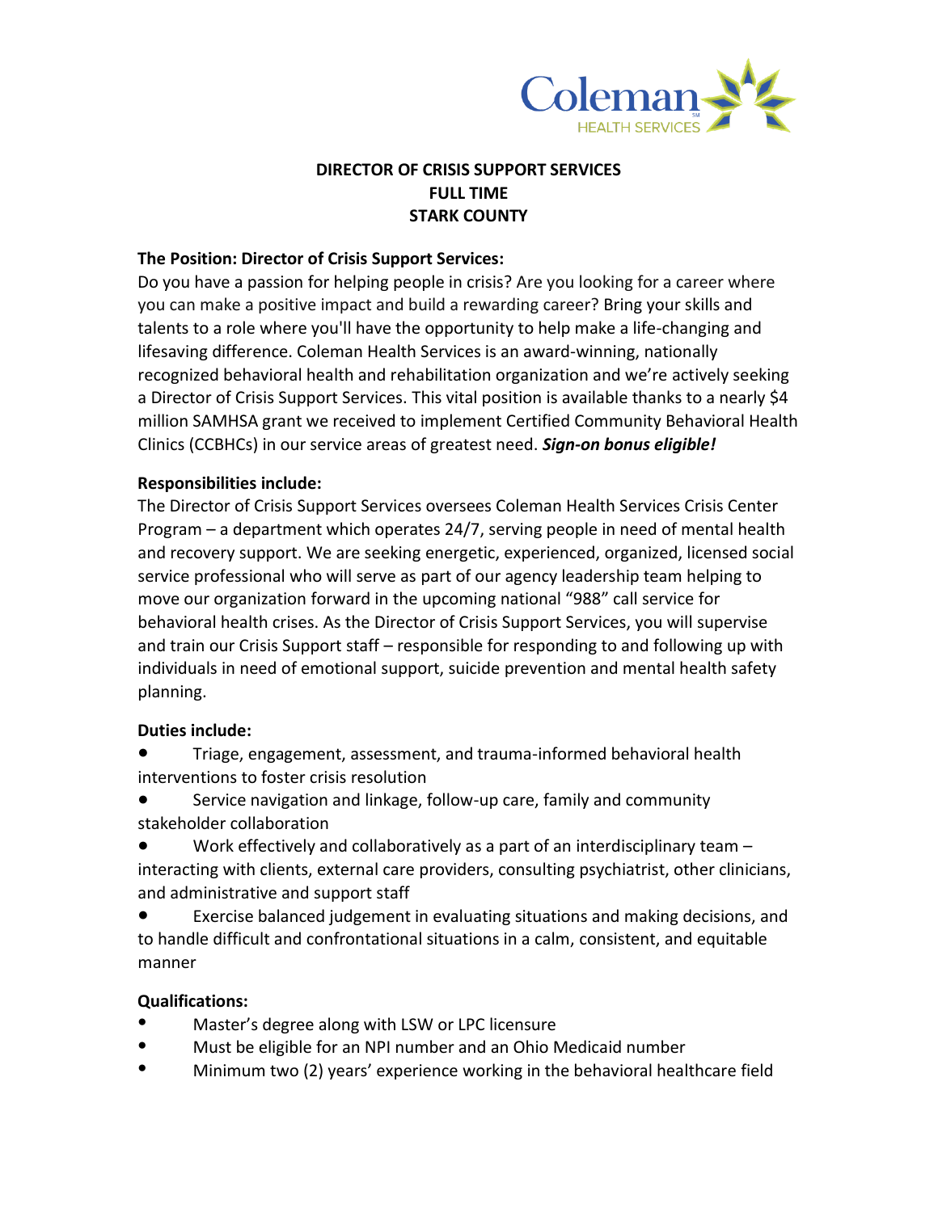Coleman HEALTH SERVICES

# DIRECTOR OF CRISIS SUPPORT SERVICES
## FULL TIME
## STARK COUNTY

**The Position: Director of Crisis Support Services:**

Do you have a passion for helping people in crisis? Are you looking for a career where you can make a positive impact and build a rewarding career? Bring your skills and talents to a role where you'll have the opportunity to help make a life-changing and lifesaving difference. Coleman Health Services is an award-winning, nationally recognized behavioral health and rehabilitation organization and we're actively seeking a Director of Crisis Support Services. This vital position is available thanks to a nearly $4 million SAMHSA grant we received to implement Certified Community Behavioral Health Clinics (CCBHCs) in our service areas of greatest need. ***Sign-on bonus eligible!***

**Responsibilities include:**

The Director of Crisis Support Services oversees Coleman Health Services Crisis Center Program – a department which operates 24/7, serving people in need of mental health and recovery support. We are seeking energetic, experienced, organized, licensed social service professional who will serve as part of our agency leadership team helping to move our organization forward in the upcoming national "988" call service for behavioral health crises. As the Director of Crisis Support Services, you will supervise and train our Crisis Support staff – responsible for responding to and following up with individuals in need of emotional support, suicide prevention and mental health safety planning.

**Duties include:**

- Triage, engagement, assessment, and trauma-informed behavioral health interventions to foster crisis resolution
- Service navigation and linkage, follow-up care, family and community stakeholder collaboration
- Work effectively and collaboratively as a part of an interdisciplinary team – interacting with clients, external care providers, consulting psychiatrist, other clinicians, and administrative and support staff
- Exercise balanced judgement in evaluating situations and making decisions, and to handle difficult and confrontational situations in a calm, consistent, and equitable manner

**Qualifications:**

- Master's degree along with LSW or LPC licensure
- Must be eligible for an NPI number and an Ohio Medicaid number
- Minimum two (2) years' experience working in the behavioral healthcare field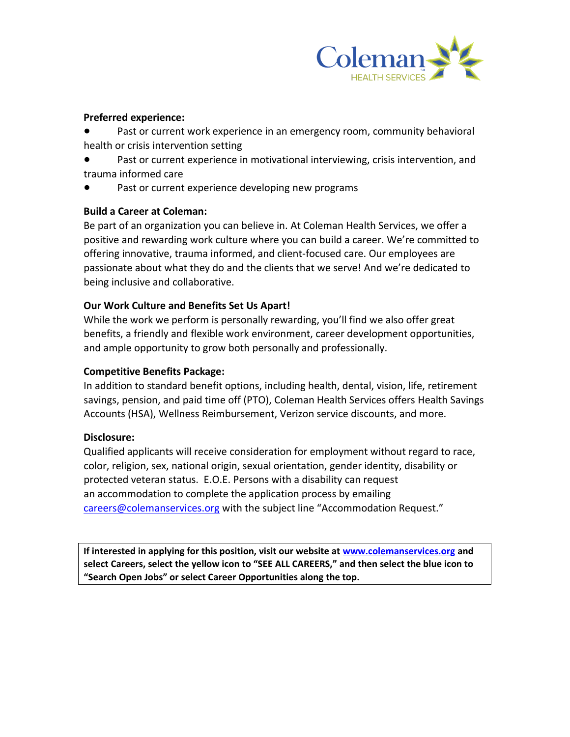**Preferred experience:**

- Past or current work experience in an emergency room, community behavioral health or crisis intervention setting
- Past or current experience in motivational interviewing, crisis intervention, and trauma informed care
- Past or current experience developing new programs

**Build a Career at Coleman:**

Be part of an organization you can believe in. At Coleman Health Services, we offer a positive and rewarding work culture where you can build a career. We're committed to offering innovative, trauma informed, and client-focused care. Our employees are passionate about what they do and the clients that we serve! And we're dedicated to being inclusive and collaborative.

**Our Work Culture and Benefits Set Us Apart!**

While the work we perform is personally rewarding, you'll find we also offer great benefits, a friendly and flexible work environment, career development opportunities, and ample opportunity to grow both personally and professionally.

**Competitive Benefits Package:**

In addition to standard benefit options, including health, dental, vision, life, retirement savings, pension, and paid time off (PTO), Coleman Health Services offers Health Savings Accounts (HSA), Wellness Reimbursement, Verizon service discounts, and more.

**Disclosure:**

Qualified applicants will receive consideration for employment without regard to race, color, religion, sex, national origin, sexual orientation, gender identity, disability or protected veteran status. E.O.E. Persons with a disability can request an accommodation to complete the application process by emailing careers@colemanservices.org with the subject line "Accommodation Request."

**If interested in applying for this position, visit our website at www.colemanservices.org and select Careers, select the yellow icon to "SEE ALL CAREERS," and then select the blue icon to "Search Open Jobs" or select Career Opportunities along the top.**